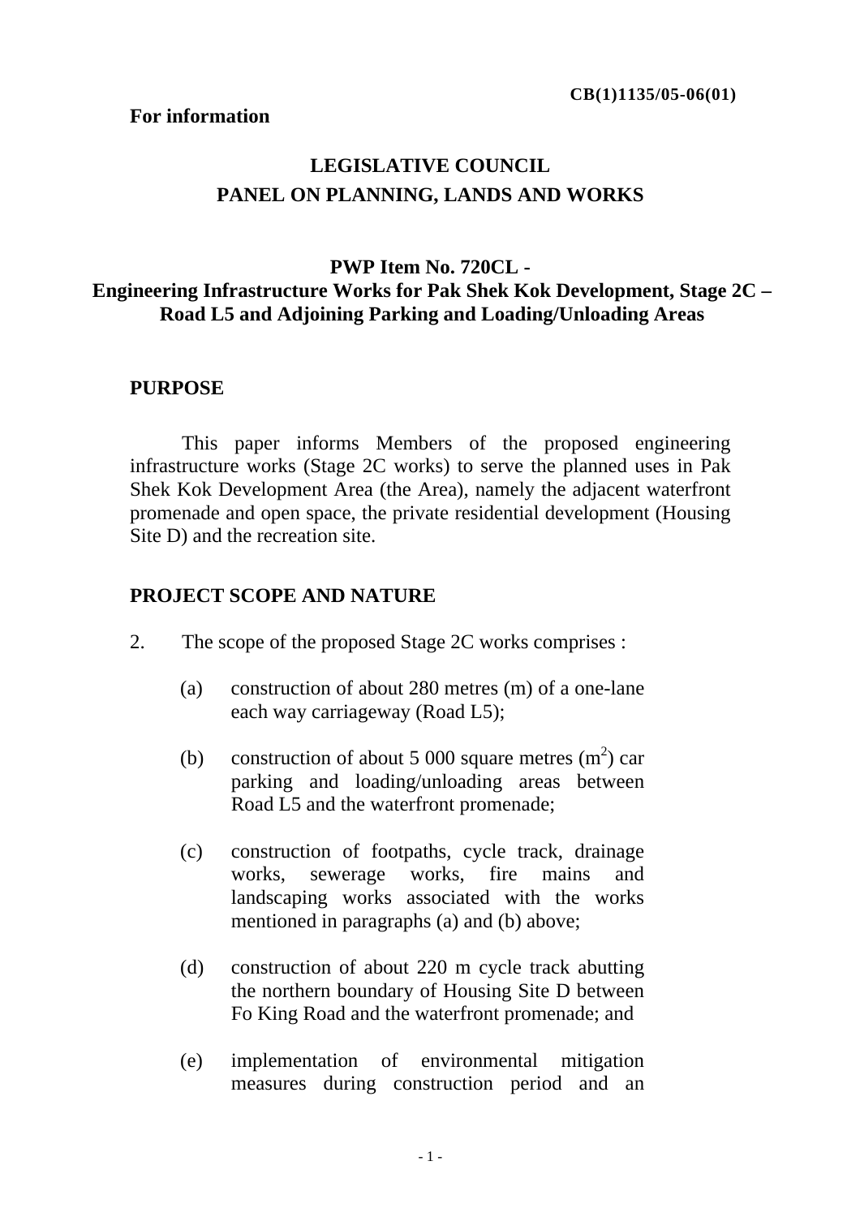CB(1)1135/05-06(01)

**For information**

# LEGISLATIVE COUNCIL
# PANEL ON PLANNING, LANDS AND WORKS

## PWP Item No. 720CL - Engineering Infrastructure Works for Pak Shek Kok Development, Stage 2C – Road L5 and Adjoining Parking and Loading/Unloading Areas

### PURPOSE

This paper informs Members of the proposed engineering infrastructure works (Stage 2C works) to serve the planned uses in Pak Shek Kok Development Area (the Area), namely the adjacent waterfront promenade and open space, the private residential development (Housing Site D) and the recreation site.

### PROJECT SCOPE AND NATURE

2. The scope of the proposed Stage 2C works comprises :

(a) construction of about 280 metres (m) of a one-lane each way carriageway (Road L5);

(b) construction of about 5 000 square metres ($m^2$) car parking and loading/unloading areas between Road L5 and the waterfront promenade;

(c) construction of footpaths, cycle track, drainage works, sewerage works, fire mains and landscaping works associated with the works mentioned in paragraphs (a) and (b) above;

(d) construction of about 220 m cycle track abutting the northern boundary of Housing Site D between Fo King Road and the waterfront promenade; and

(e) implementation of environmental mitigation measures during construction period and an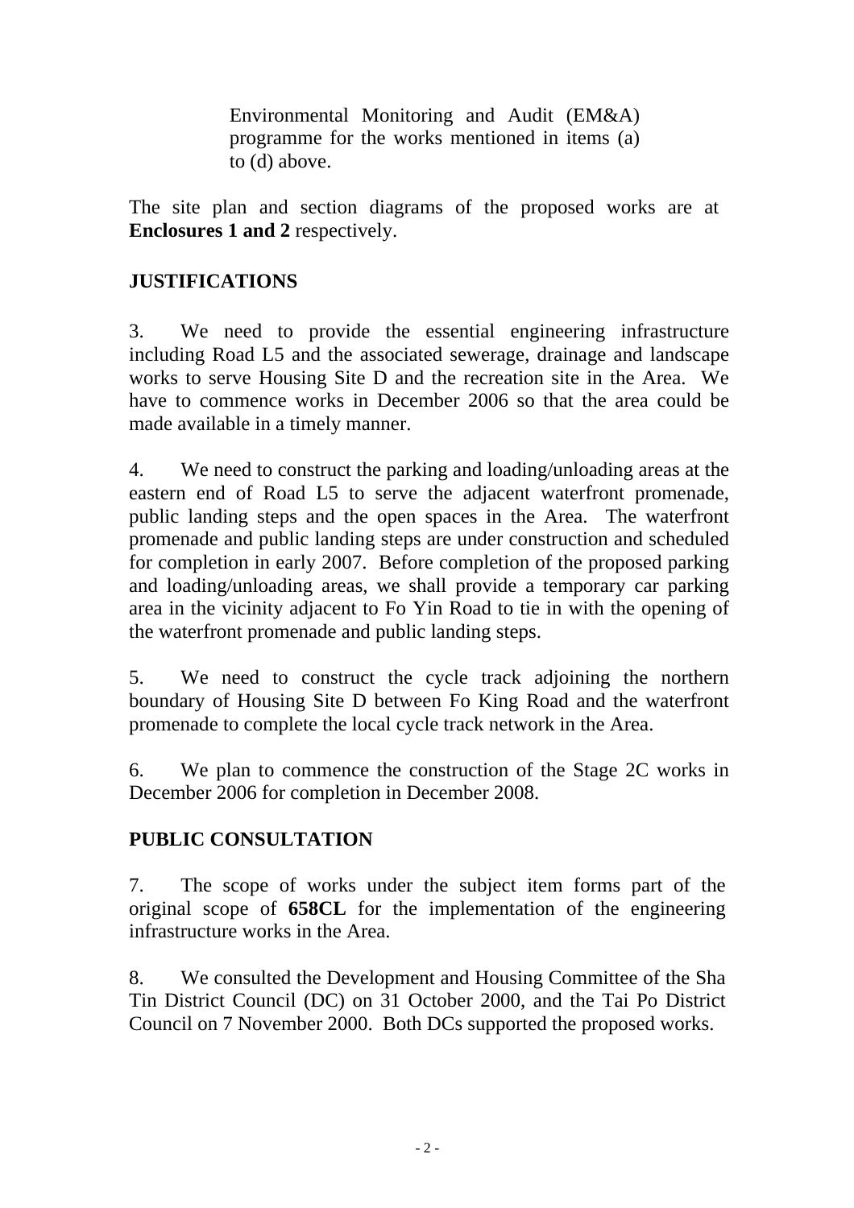Environmental Monitoring and Audit (EM&A) programme for the works mentioned in items (a) to (d) above.

The site plan and section diagrams of the proposed works are at **Enclosures 1 and 2** respectively.

## JUSTIFICATIONS

3. We need to provide the essential engineering infrastructure including Road L5 and the associated sewerage, drainage and landscape works to serve Housing Site D and the recreation site in the Area. We have to commence works in December 2006 so that the area could be made available in a timely manner.

4. We need to construct the parking and loading/unloading areas at the eastern end of Road L5 to serve the adjacent waterfront promenade, public landing steps and the open spaces in the Area. The waterfront promenade and public landing steps are under construction and scheduled for completion in early 2007. Before completion of the proposed parking and loading/unloading areas, we shall provide a temporary car parking area in the vicinity adjacent to Fo Yin Road to tie in with the opening of the waterfront promenade and public landing steps.

5. We need to construct the cycle track adjoining the northern boundary of Housing Site D between Fo King Road and the waterfront promenade to complete the local cycle track network in the Area.

6. We plan to commence the construction of the Stage 2C works in December 2006 for completion in December 2008.

## PUBLIC CONSULTATION

7. The scope of works under the subject item forms part of the original scope of **658CL** for the implementation of the engineering infrastructure works in the Area.

8. We consulted the Development and Housing Committee of the Sha Tin District Council (DC) on 31 October 2000, and the Tai Po District Council on 7 November 2000. Both DCs supported the proposed works.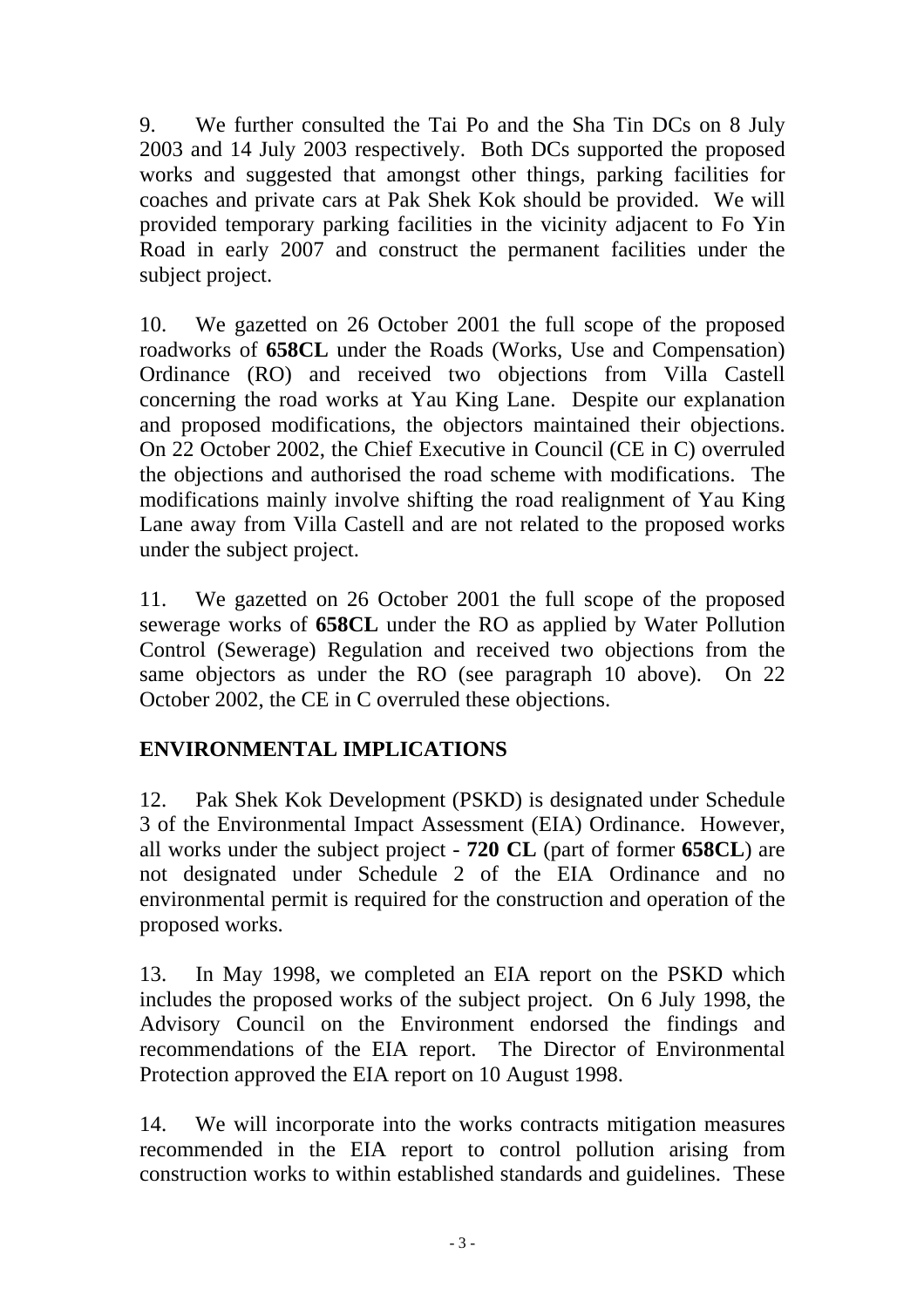9. We further consulted the Tai Po and the Sha Tin DCs on 8 July 2003 and 14 July 2003 respectively. Both DCs supported the proposed works and suggested that amongst other things, parking facilities for coaches and private cars at Pak Shek Kok should be provided. We will provided temporary parking facilities in the vicinity adjacent to Fo Yin Road in early 2007 and construct the permanent facilities under the subject project.

10. We gazetted on 26 October 2001 the full scope of the proposed roadworks of **658CL** under the Roads (Works, Use and Compensation) Ordinance (RO) and received two objections from Villa Castell concerning the road works at Yau King Lane. Despite our explanation and proposed modifications, the objectors maintained their objections. On 22 October 2002, the Chief Executive in Council (CE in C) overruled the objections and authorised the road scheme with modifications. The modifications mainly involve shifting the road realignment of Yau King Lane away from Villa Castell and are not related to the proposed works under the subject project.

11. We gazetted on 26 October 2001 the full scope of the proposed sewerage works of **658CL** under the RO as applied by Water Pollution Control (Sewerage) Regulation and received two objections from the same objectors as under the RO (see paragraph 10 above). On 22 October 2002, the CE in C overruled these objections.

## ENVIRONMENTAL IMPLICATIONS

12. Pak Shek Kok Development (PSKD) is designated under Schedule 3 of the Environmental Impact Assessment (EIA) Ordinance. However, all works under the subject project - **720 CL** (part of former **658CL**) are not designated under Schedule 2 of the EIA Ordinance and no environmental permit is required for the construction and operation of the proposed works.

13. In May 1998, we completed an EIA report on the PSKD which includes the proposed works of the subject project. On 6 July 1998, the Advisory Council on the Environment endorsed the findings and recommendations of the EIA report. The Director of Environmental Protection approved the EIA report on 10 August 1998.

14. We will incorporate into the works contracts mitigation measures recommended in the EIA report to control pollution arising from construction works to within established standards and guidelines. These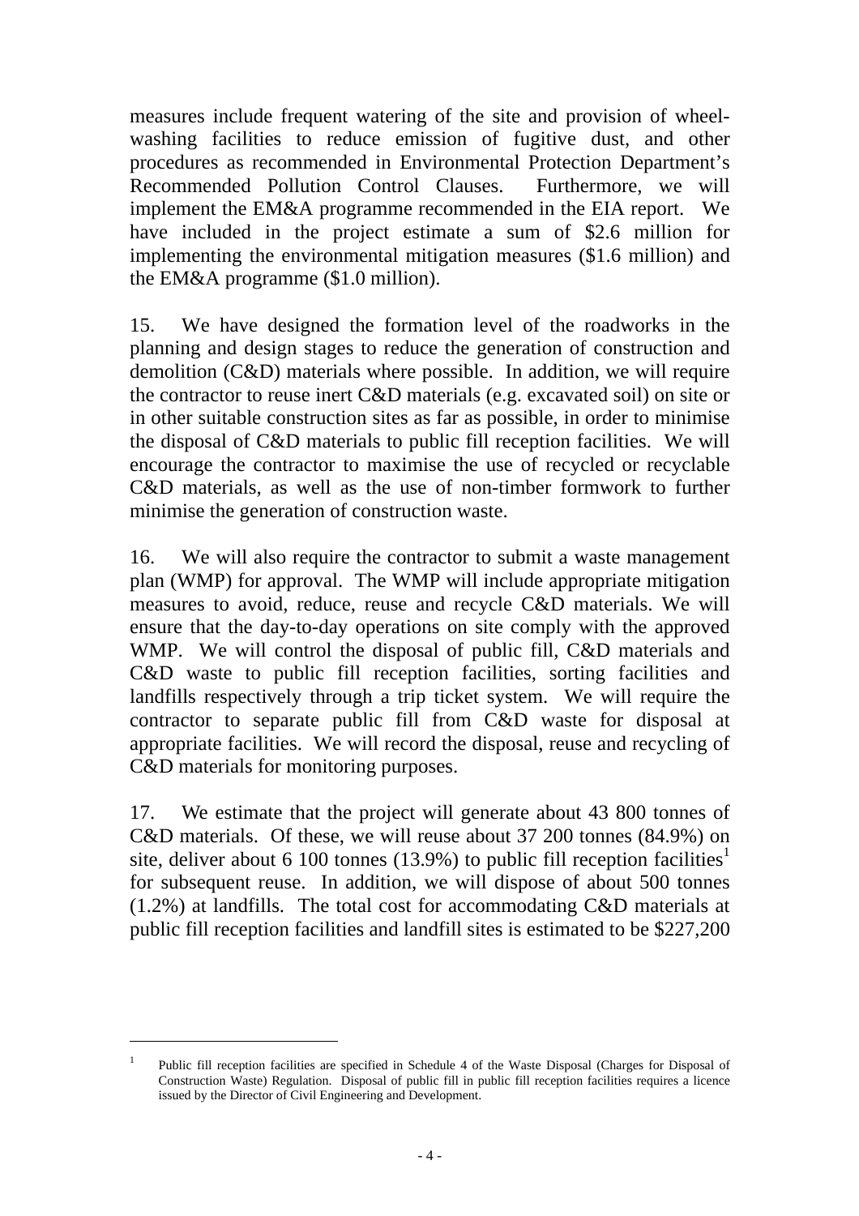measures include frequent watering of the site and provision of wheel-washing facilities to reduce emission of fugitive dust, and other procedures as recommended in Environmental Protection Department's Recommended Pollution Control Clauses. Furthermore, we will implement the EM&A programme recommended in the EIA report. We have included in the project estimate a sum of $2.6 million for implementing the environmental mitigation measures ($1.6 million) and the EM&A programme ($1.0 million).

15. We have designed the formation level of the roadworks in the planning and design stages to reduce the generation of construction and demolition (C&D) materials where possible. In addition, we will require the contractor to reuse inert C&D materials (e.g. excavated soil) on site or in other suitable construction sites as far as possible, in order to minimise the disposal of C&D materials to public fill reception facilities. We will encourage the contractor to maximise the use of recycled or recyclable C&D materials, as well as the use of non-timber formwork to further minimise the generation of construction waste.

16. We will also require the contractor to submit a waste management plan (WMP) for approval. The WMP will include appropriate mitigation measures to avoid, reduce, reuse and recycle C&D materials. We will ensure that the day-to-day operations on site comply with the approved WMP. We will control the disposal of public fill, C&D materials and C&D waste to public fill reception facilities, sorting facilities and landfills respectively through a trip ticket system. We will require the contractor to separate public fill from C&D waste for disposal at appropriate facilities. We will record the disposal, reuse and recycling of C&D materials for monitoring purposes.

17. We estimate that the project will generate about 43 800 tonnes of C&D materials. Of these, we will reuse about 37 200 tonnes (84.9%) on site, deliver about 6 100 tonnes (13.9%) to public fill reception facilities[1] for subsequent reuse. In addition, we will dispose of about 500 tonnes (1.2%) at landfills. The total cost for accommodating C&D materials at public fill reception facilities and landfill sites is estimated to be $227,200

---

[1] Public fill reception facilities are specified in Schedule 4 of the Waste Disposal (Charges for Disposal of Construction Waste) Regulation. Disposal of public fill in public fill reception facilities requires a licence issued by the Director of Civil Engineering and Development.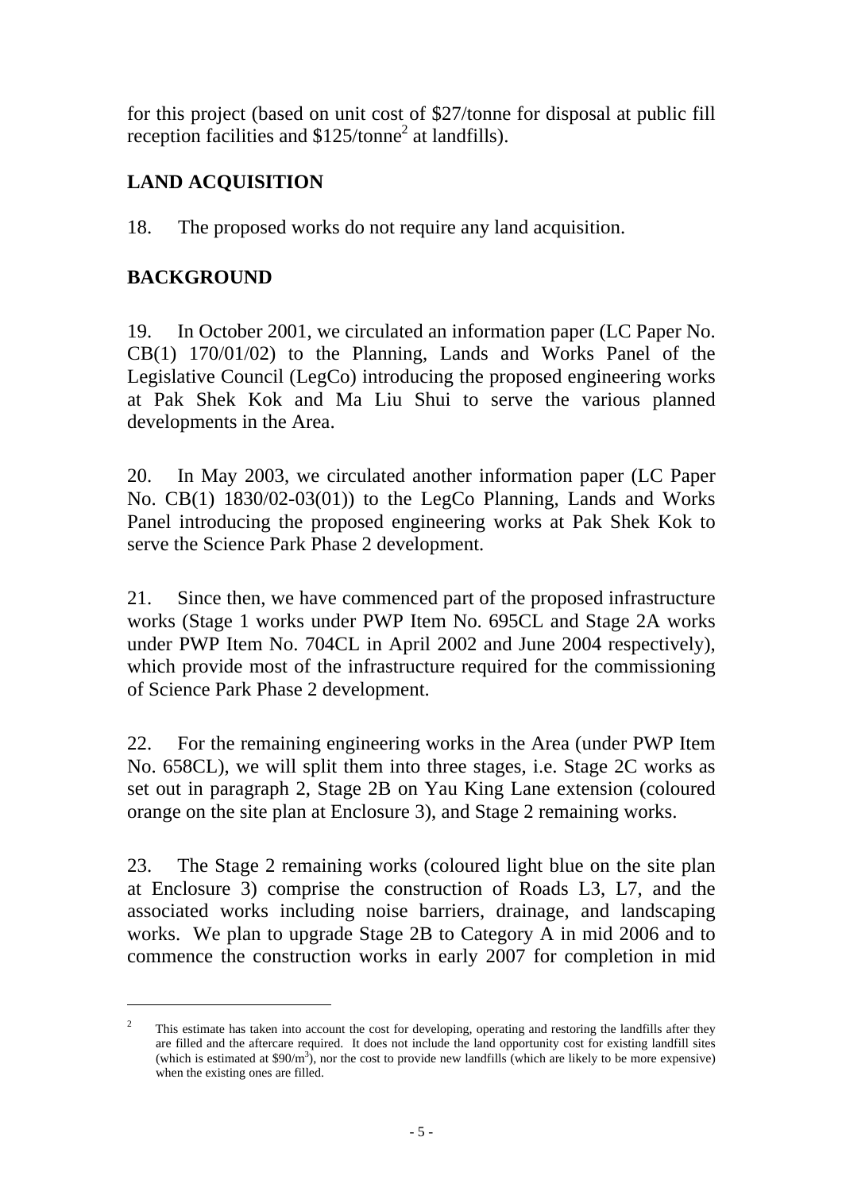for this project (based on unit cost of $27/tonne for disposal at public fill reception facilities and $125/tonne[2] at landfills).

## LAND ACQUISITION

18. The proposed works do not require any land acquisition.

## BACKGROUND

19. In October 2001, we circulated an information paper (LC Paper No. CB(1) 170/01/02) to the Planning, Lands and Works Panel of the Legislative Council (LegCo) introducing the proposed engineering works at Pak Shek Kok and Ma Liu Shui to serve the various planned developments in the Area.

20. In May 2003, we circulated another information paper (LC Paper No. CB(1) 1830/02-03(01)) to the LegCo Planning, Lands and Works Panel introducing the proposed engineering works at Pak Shek Kok to serve the Science Park Phase 2 development.

21. Since then, we have commenced part of the proposed infrastructure works (Stage 1 works under PWP Item No. 695CL and Stage 2A works under PWP Item No. 704CL in April 2002 and June 2004 respectively), which provide most of the infrastructure required for the commissioning of Science Park Phase 2 development.

22. For the remaining engineering works in the Area (under PWP Item No. 658CL), we will split them into three stages, i.e. Stage 2C works as set out in paragraph 2, Stage 2B on Yau King Lane extension (coloured orange on the site plan at Enclosure 3), and Stage 2 remaining works.

23. The Stage 2 remaining works (coloured light blue on the site plan at Enclosure 3) comprise the construction of Roads L3, L7, and the associated works including noise barriers, drainage, and landscaping works. We plan to upgrade Stage 2B to Category A in mid 2006 and to commence the construction works in early 2007 for completion in mid

---

[2] This estimate has taken into account the cost for developing, operating and restoring the landfills after they are filled and the aftercare required. It does not include the land opportunity cost for existing landfill sites (which is estimated at $90/$m^3$), nor the cost to provide new landfills (which are likely to be more expensive) when the existing ones are filled.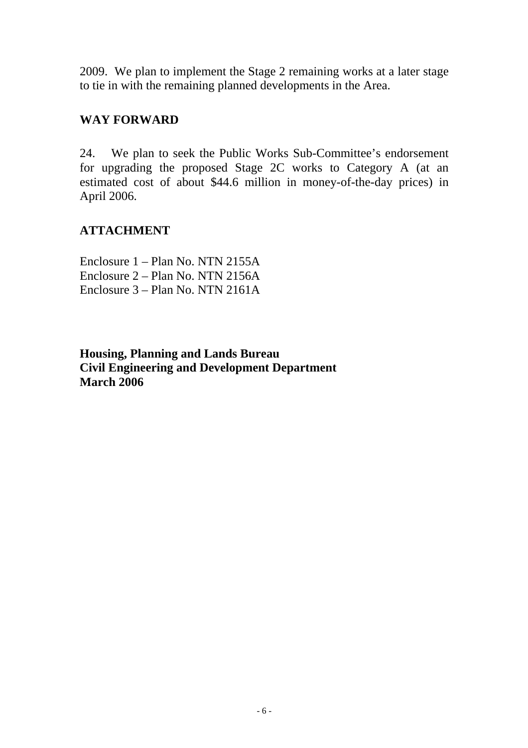2009. We plan to implement the Stage 2 remaining works at a later stage to tie in with the remaining planned developments in the Area.

## WAY FORWARD

24. We plan to seek the Public Works Sub-Committee's endorsement for upgrading the proposed Stage 2C works to Category A (at an estimated cost of about $44.6 million in money-of-the-day prices) in April 2006.

## ATTACHMENT

Enclosure 1 – Plan No. NTN 2155A
Enclosure 2 – Plan No. NTN 2156A
Enclosure 3 – Plan No. NTN 2161A

**Housing, Planning and Lands Bureau**
**Civil Engineering and Development Department**
**March 2006**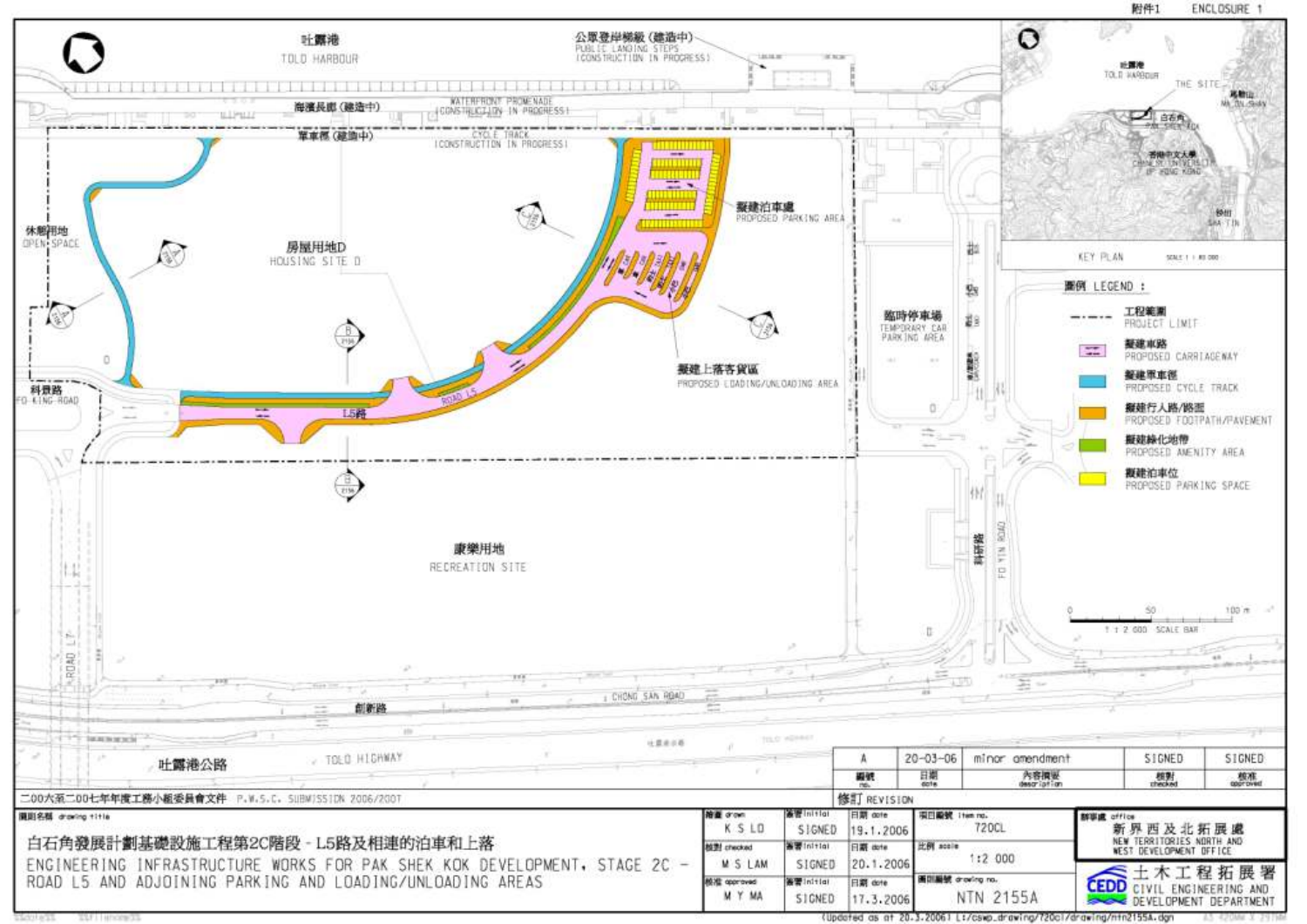附件1 ENCLOSURE 1

吐露港
TOLO HARBOUR

公眾登岸梯級 (建造中)
PUBLIC LANDING STEPS (CONSTRUCTION IN PROGRESS)

海濱長廊 (建造中)
WATERFRONT PROMENADE (CONSTRUCTION IN PROGRESS)

單車徑 (建造中)
CYCLE TRACK (CONSTRUCTION IN PROGRESS)

休憩用地
OPEN SPACE

房屋用地D
HOUSING SITE D

擬建泊車處
PROPOSED PARKING AREA

擬建上落客貨區
PROPOSED LOADING/UNLOADING AREA

科景路
FO KING ROAD

L5路
ROAD L5

臨時停車場
TEMPORARY CAR PARKING AREA

康樂用地
RECREATION SITE

科研路
FO YIN ROAD

ROAD L7

創新路
CHONG SAN ROAD

吐露港公路
TOLO HIGHWAY

吐露港
TOLO HARBOUR

THE SITE

馬鞍山
MA ON SHAN

白石角
PAK SHEK KOK

香港中文大學
CHINESE UNIVERSITY OF HONG KONG

沙田
SHA TIN

KEY PLAN SCALE 1 : 40 000

## 圖例 LEGEND :

- 工程範圍 PROJECT LIMIT
- 擬建車路 PROPOSED CARRIAGEWAY
- 擬建單車徑 PROPOSED CYCLE TRACK
- 擬建行人路/路面 PROPOSED FOOTPATH/PAVEMENT
- 擬建綠化地帶 PROPOSED AMENITY AREA
- 擬建泊車位 PROPOSED PARKING SPACE

0 50 100 m
1 : 2 000 SCALE BAR

| 編號 no. | 日期 date | 內容摘要 description | 核對 checked | 核准 approved |
|---|---|---|---|---|
| A | 20-03-06 | minor amendment | SIGNED | SIGNED |

修訂 REVISION

二00六至二00七年年度工務小組委員會文件 P.W.S.C. SUBMISSION 2006/2007

圖則名稱 drawing title

白石角發展計劃基礎設施工程第2C階段 – L5路及相連的泊車和上落

ENGINEERING INFRASTRUCTURE WORKS FOR PAK SHEK KOK DEVELOPMENT, STAGE 2C – ROAD L5 AND ADJOINING PARKING AND LOADING/UNLOADING AREAS

| | | 簽署 initial | 日期 date |
|---|---|---|---|
| 繪畫 drawn | K S LO | SIGNED | 19.1.2006 |
| 核對 checked | M S LAM | SIGNED | 20.1.2006 |
| 核准 approved | M Y MA | SIGNED | 17.3.2006 |

項目編號 item no.: 720CL

比例 scale: 1:2 000

圖則編號 drawing no.: NTN 2155A

辦事處 office: 新界西及北拓展處 NEW TERRITORIES NORTH AND WEST DEVELOPMENT OFFICE

土木工程拓展署 CEDD CIVIL ENGINEERING AND DEVELOPMENT DEPARTMENT

(Updated as at 20.3.2006) L:/csmp_drawing/720cl/drawing/ntn2155A.dgn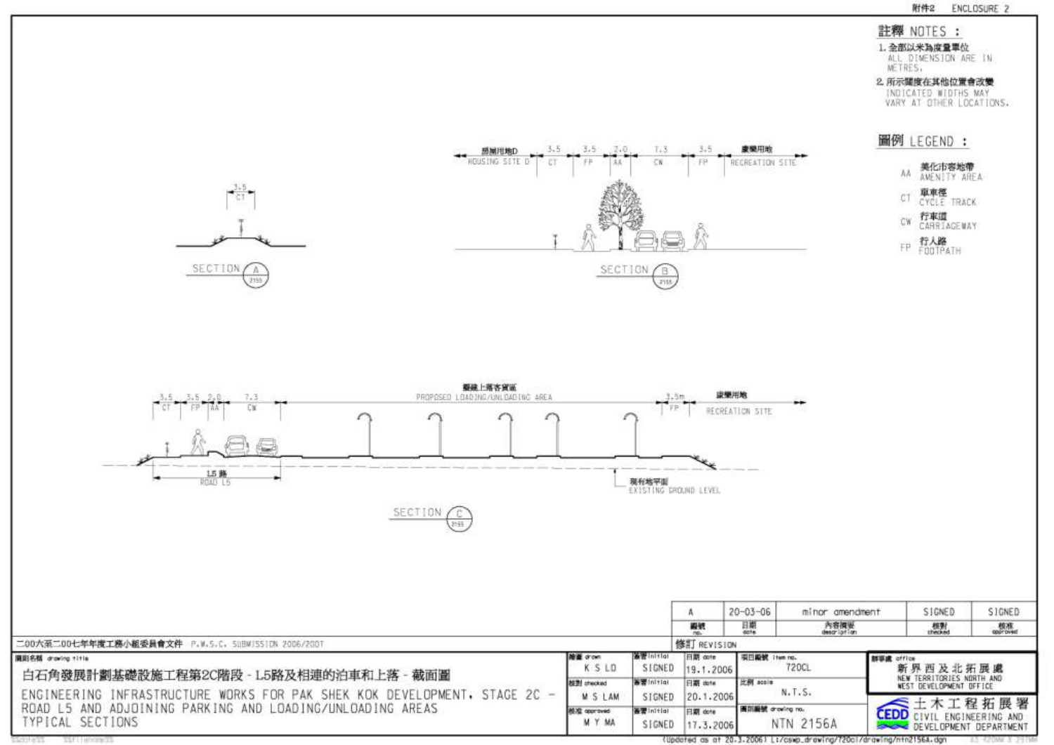附件2 ENCLOSURE 2

## 註釋 NOTES :

1. 全部以米為度量單位
   ALL DIMENSION ARE IN METRES.
2. 所示闊度在其他位置會改變
   INDICATED WIDTHS MAY VARY AT OTHER LOCATIONS.

## 圖例 LEGEND :

- AA 美化市容地帶 AMENITY AREA
- CT 單車徑 CYCLE TRACK
- CW 行車道 CARRIAGEWAY
- FP 行人路 FOOTPATH

SECTION A (2155)

3.5 CT

SECTION B (2155)

房屋用地D HOUSING SITE D | 3.5 CT | 3.5 FP | 2.0 AA | 7.3 CW | 3.5 FP | 康樂用地 RECREATION SITE

SECTION C (2155)

3.5 CT | 3.5 FP | 2.0 AA | 7.3 CW | 擬議上落客貨區 PROPOSED LOADING/UNLOADING AREA | 3.5m FP | 康樂用地 RECREATION SITE

L5路 ROAD L5

現有地平面 EXISTING GROUND LEVEL

| 編號 no. | 日期 date | 內容摘要 description | 核對 checked | 核准 approved |
| --- | --- | --- | --- | --- |
| A | 20-03-06 | minor amendment | SIGNED | SIGNED |

修訂 REVISION

二OO六至二OO七年年度工務小組委員會文件 P.W.S.C. SUBMISSION 2006/2007

圖則名稱 drawing title

白石角發展計劃基礎設施工程第2C階段 - L5路及相連的泊車和上落 - 截面圖

ENGINEERING INFRASTRUCTURE WORKS FOR PAK SHEK KOK DEVELOPMENT, STAGE 2C - ROAD L5 AND ADJOINING PARKING AND LOADING/UNLOADING AREAS TYPICAL SECTIONS

| | | 簽署 initial | 日期 date |
| --- | --- | --- | --- |
| 繪畫 drawn | K S LO | SIGNED | 19.1.2006 |
| 核對 checked | M S LAM | SIGNED | 20.1.2006 |
| 核准 approved | M Y MA | SIGNED | 17.3.2006 |

項目編號 item no.: 720CL

比例 scale: N.T.S.

圖則編號 drawing no.: NTN 2156A

辦事處 office: 新界西及北拓展處 NEW TERRITORIES NORTH AND WEST DEVELOPMENT OFFICE

CEDD 土木工程拓展署 CIVIL ENGINEERING AND DEVELOPMENT DEPARTMENT

(Updated as at 20.3.2006) L:/cswp_drawing/720cl/drawing/ntn2156A.dgn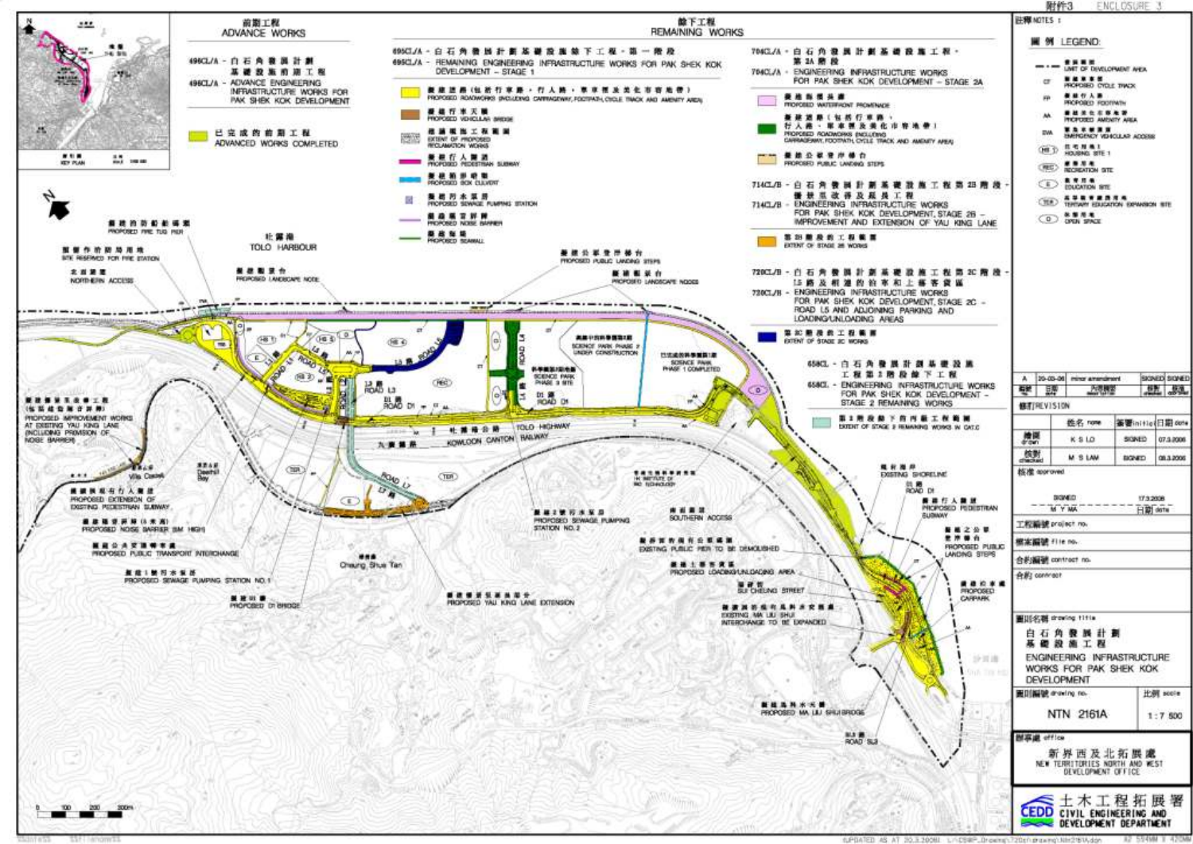附件3 ENCLOSURE 3

# 前期工程
## ADVANCE WORKS

496CL/A - 白石角發展計劃基礎設施前期工程

496CL/A - ADVANCE ENGINEERING INFRASTRUCTURE WORKS FOR PAK SHEK KOK DEVELOPMENT

已完成的前期工程
ADVANCED WORKS COMPLETED

# 餘下工程
## REMAINING WORKS

695CL/A - 白石角發展計劃基礎設施餘下工程 - 第一階段

695CL/A - REMAINING ENGINEERING INFRASTRUCTURE WORKS FOR PAK SHEK KOK DEVELOPMENT - STAGE 1

- 擬建道路(包括行車路，行人路，單車徑及美化市容地帶) PROPOSED ROADWORKS (INCLUDING CARRIAGEWAY, FOOTPATH, CYCLE TRACK AND AMENITY AREA)
- 擬建行車天橋 PROPOSED VEHICULAR BRIDGE
- 擬建填海工程範圍 EXTENT OF PROPOSED RECLAMATION WORKS
- 擬建行人隧道 PROPOSED PEDESTRIAN SUBWAY
- 擬建箱形暗渠 PROPOSED BOX CULVERT
- 擬建污水泵房 PROPOSED SEWAGE PUMPING STATION
- 擬建隔音屏障 PROPOSED NOISE BARRIER
- 擬建海堤 PROPOSED SEAWALL

704CL/A - 白石角發展計劃基礎設施工程 - 第2A階段

704CL/A - ENGINEERING INFRASTRUCTURE WORKS FOR PAK SHEK KOK DEVELOPMENT - STAGE 2A

- 擬建海濱長廊 PROPOSED WATERFRONT PROMENADE
- 擬建道路(包括行車路，行人路，單車徑及美化市容地帶) PROPOSED ROADWORKS (INCLUDING CARRIAGEWAY, FOOTPATH, CYCLE TRACK AND AMENITY AREA)
- 擬建公眾登岸梯台 PROPOSED PUBLIC LANDING STEPS

714CL/B - 白石角發展計劃基礎設施工程第2B階段 - 優景里改善及延長工程

714CL/B - ENGINEERING INFRASTRUCTURE WORKS FOR PAK SHEK KOK DEVELOPMENT, STAGE 2B - IMPROVEMENT AND EXTENSION OF YAU KING LANE

- 第2B階段的工程範圍 EXTENT OF STAGE 2B WORKS

720CL/B - 白石角發展計劃基礎設施工程第2C階段 - L5路及相連的泊車和上落客貨區

720CL/B - ENGINEERING INFRASTRUCTURE WORKS FOR PAK SHEK KOK DEVELOPMENT, STAGE 2C - ROAD L5 AND ADJOINING PARKING AND LOADING/UNLOADING AREAS

- 第2C階段的工程範圍 EXTENT OF STAGE 2C WORKS

658CL - 白石角發展計劃基礎設施工程第2階段餘下工程

658CL - ENGINEERING INFRASTRUCTURE WORKS FOR PAK SHEK KOK DEVELOPMENT - STAGE 2 REMAINING WORKS

- 第2階段餘下的丙級工程範圍 EXTENT OF STAGE 2 REMAINING WORKS IN CAT.C

# 註釋 NOTES :

## 圖例 LEGEND:

- 發展範圍 LIMIT OF DEVELOPMENT AREA
- CT 擬建單車徑 PROPOSED CYCLE TRACK
- FP 擬建行人路 PROPOSED FOOTPATH
- AA 擬建美化市容地帶 PROPOSED AMENITY AREA
- EVA 緊急車輛通道 EMERGENCY VEHICULAR ACCESS
- HS 1 住宅用地1 HOUSING SITE 1
- REC 康樂用地 RECREATION SITE
- E 教育用地 EDUCATION SITE
- TER 高等教育擴展用地 TERTIARY EDUCATION EXPANSION SITE
- O 休憩用地 OPEN SPACE

# Map labels

KEY PLAN

擬建的消防船碼頭 PROPOSED FIRE TUG PIER

預留作消防局用地 SITE RESERVED FOR FIRE STATION

北面通道 NORTHERN ACCESS

吐露港 TOLO HARBOUR

擬建園景台 PROPOSED LANDSCAPE NODE

擬建公眾登岸梯台 PROPOSED PUBLIC LANDING STEPS

擬建園景台 PROPOSED LANDSCAPE NODES

科學園第二期(施工中) SCIENCE PARK PHASE 2 UNDER CONSTRUCTION

科學園第三期用地 SCIENCE PARK PHASE 3 SITE

已完成的科學園第一期 SCIENCE PARK PHASE 1 COMPLETED

優景里改善工程(包括設置隔音屏障) PROPOSED IMPROVEMENT WORKS AT EXISTING YAU KING LANE (INCLUDING PROVISION OF NOISE BARRIER)

Villa Castell

大埔滘 Deerhill Bay

擬建現有行人隧道延長 PROPOSED EXTENSION OF EXISTING PEDESTRIAN SUBWAY

擬建隔音屏障(8米高) PROPOSED NOISE BARRIER (8M HIGH)

擬建公共交通交匯處 PROPOSED PUBLIC TRANSPORT INTERCHANGE

擬建1號污水泵房 PROPOSED SEWAGE PUMPING STATION NO.1

擬建D1橋 PROPOSED D1 BRIDGE

吐露港公路 TOLO HIGHWAY

九廣鐵路 KOWLOON CANTON RAILWAY

Cheung Shue Tan

擬建優景里延長部分 PROPOSED YAU KING LANE EXTENSION

擬建2號污水泵房 PROPOSED SEWAGE PUMPING STATION NO.2

香港教育學院 HK INSTITUTE OF ED. TECHNOLOGY

南面通道 SOUTHERN ACCESS

將會拆卸的現有公眾碼頭 EXISTING PUBLIC PIER TO BE DEMOLISHED

擬建上落客貨區 PROPOSED LOADING/UNLOADING AREA

瑞長街 SUI CHEUNG STREET

將會擴建的現有馬料水交匯處 EXISTING MA LIU SHUI INTERCHANGE TO BE EXPANDED

現有岸線 EXISTING SHORELINE

D1路 ROAD D1

擬建行人隧道 PROPOSED PEDESTRIAN SUBWAY

擬建公眾登岸梯台 PROPOSED PUBLIC LANDING STEPS

擬建停車場 PROPOSED CARPARK

擬建馬料水橋 PROPOSED MA LIU SHUI BRIDGE

SL3路 ROAD SL3

ROAD L1, ROAD L2, ROAD L3, ROAD L4, ROAD L5, ROAD L6, ROAD L7, ROAD D1

| | | | | |
|---|---|---|---|---|
| A | 20-03-06 | minor amendment | SIGNED | SIGNED |
| 編號 | 日期 | 內容摘要 | 簽署 | 簽署 |

修訂 REVISION

| | 姓名 name | 簽署 initial | 日期 date |
|---|---|---|---|
| 繪圖 drawn | K S LO | SIGNED | 07.3.2006 |
| 校對 checked | M S LAM | SIGNED | 08.3.2006 |

核准 approved: SIGNED M Y MA 17.3.2006

工程編號 project no.

檔案編號 file no.

合約編號 contract no.

合約 contract

圖則名稱 drawing title

白石角發展計劃基礎設施工程

ENGINEERING INFRASTRUCTURE WORKS FOR PAK SHEK KOK DEVELOPMENT

圖則編號 drawing no.: NTN 2161A

比例 scale: 1:7 500

辦事處 office

新界西及北拓展處
NEW TERRITORIES NORTH AND WEST DEVELOPMENT OFFICE

CEDD 土木工程拓展署 CIVIL ENGINEERING AND DEVELOPMENT DEPARTMENT

UPDATED AS AT 20.3.2006